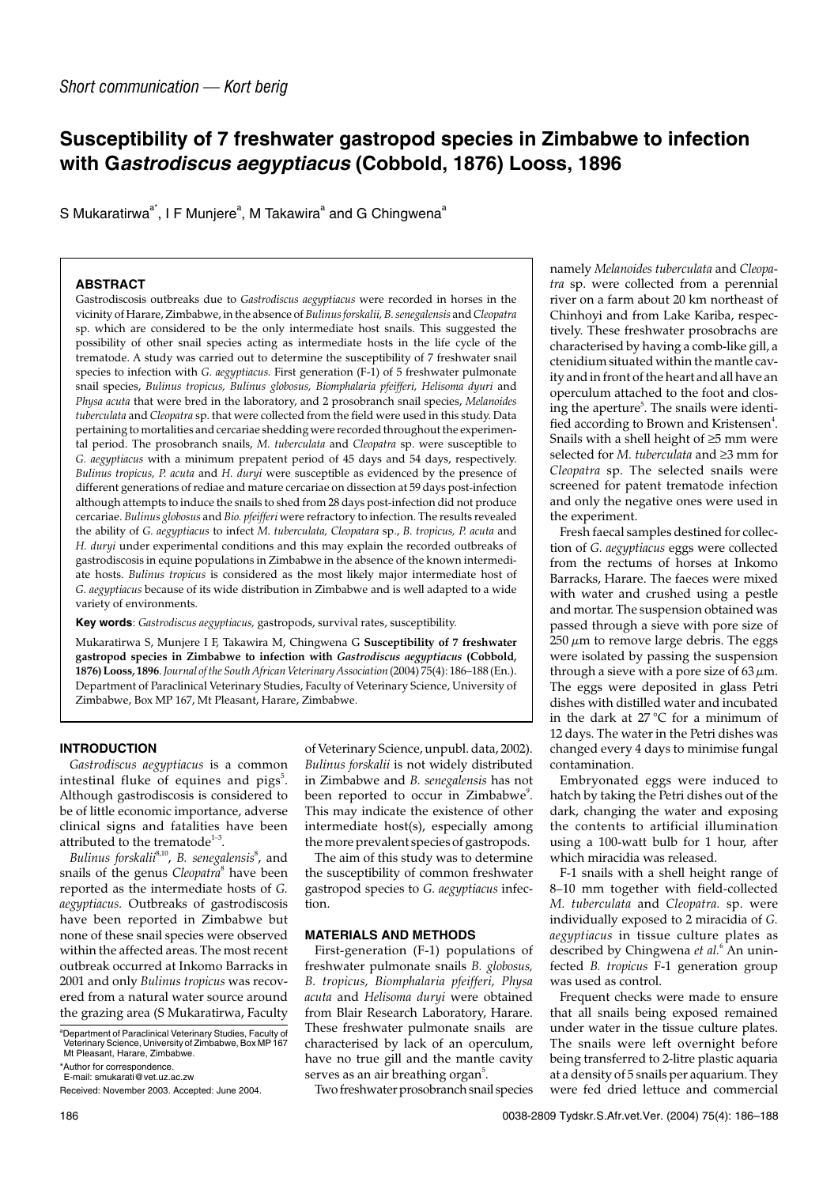*Short communication — Kort berig*

# Susceptibility of 7 freshwater gastropod species in Zimbabwe to infection with G*astrodiscus aegyptiacus* (Cobbold, 1876) Looss, 1896

S Mukaratirwa[a*], I F Munjere[a], M Takawira[a] and G Chingwena[a]

### ABSTRACT

Gastrodiscosis outbreaks due to *Gastrodiscus aegyptiacus* were recorded in horses in the vicinity of Harare, Zimbabwe, in the absence of *Bulinus forskalii, B. senegalensis* and *Cleopatra* sp. which are considered to be the only intermediate host snails. This suggested the possibility of other snail species acting as intermediate hosts in the life cycle of the trematode. A study was carried out to determine the susceptibility of 7 freshwater snail species to infection with *G. aegyptiacus.* First generation (F-1) of 5 freshwater pulmonate snail species, *Bulinus tropicus, Bulinus globosus, Biomphalaria pfeifferi, Helisoma dyuri* and *Physa acuta* that were bred in the laboratory, and 2 prosobranch snail species, *Melanoides tuberculata* and *Cleopatra* sp. that were collected from the field were used in this study. Data pertaining to mortalities and cercariae shedding were recorded throughout the experimental period. The prosobranch snails, *M. tuberculata* and *Cleopatra* sp. were susceptible to *G. aegyptiacus* with a minimum prepatent period of 45 days and 54 days, respectively. *Bulinus tropicus, P. acuta* and *H. duryi* were susceptible as evidenced by the presence of different generations of rediae and mature cercariae on dissection at 59 days post-infection although attempts to induce the snails to shed from 28 days post-infection did not produce cercariae. *Bulinus globosus* and *Bio. pfeifferi* were refractory to infection. The results revealed the ability of *G. aegyptiacus* to infect *M. tuberculata, Cleopatara* sp., *B. tropicus, P. acuta* and *H. duryi* under experimental conditions and this may explain the recorded outbreaks of gastrodiscosis in equine populations in Zimbabwe in the absence of the known intermediate hosts. *Bulinus tropicus* is considered as the most likely major intermediate host of *G. aegyptiacus* because of its wide distribution in Zimbabwe and is well adapted to a wide variety of environments.

**Key words**: *Gastrodiscus aegyptiacus,* gastropods, survival rates, susceptibility.

Mukaratirwa S, Munjere I F, Takawira M, Chingwena G **Susceptibility of 7 freshwater gastropod species in Zimbabwe to infection with *Gastrodiscus aegyptiacus* (Cobbold, 1876) Looss, 1896.** *Journal of the South African Veterinary Association* (2004) 75(4): 186–188 (En.). Department of Paraclinical Veterinary Studies, Faculty of Veterinary Science, University of Zimbabwe, Box MP 167, Mt Pleasant, Harare, Zimbabwe.

## INTRODUCTION

*Gastrodiscus aegyptiacus* is a common intestinal fluke of equines and pigs[5]. Although gastrodiscosis is considered to be of little economic importance, adverse clinical signs and fatalities have been attributed to the trematode[1–3].

*Bulinus forskalii*[8,10], *B. senegalensis*[8], and snails of the genus *Cleopatra*[8] have been reported as the intermediate hosts of *G. aegyptiacus.* Outbreaks of gastrodiscosis have been reported in Zimbabwe but none of these snail species were observed within the affected areas. The most recent outbreak occurred at Inkomo Barracks in 2001 and only *Bulinus tropicus* was recovered from a natural water source around the grazing area (S Mukaratirwa, Faculty of Veterinary Science, unpubl. data, 2002). *Bulinus forskalii* is not widely distributed in Zimbabwe and *B. senegalensis* has not been reported to occur in Zimbabwe[9]. This may indicate the existence of other intermediate host(s), especially among the more prevalent species of gastropods.

The aim of this study was to determine the susceptibility of common freshwater gastropod species to *G. aegyptiacus* infection.

## MATERIALS AND METHODS

First-generation (F-1) populations of freshwater pulmonate snails *B. globosus, B. tropicus, Biomphalaria pfeifferi, Physa acuta* and *Helisoma duryi* were obtained from Blair Research Laboratory, Harare. These freshwater pulmonate snails are characterised by lack of an operculum, have no true gill and the mantle cavity serves as an air breathing organ[5].

Two freshwater prosobranch snail species namely *Melanoides tuberculata* and *Cleopatra* sp. were collected from a perennial river on a farm about 20 km northeast of Chinhoyi and from Lake Kariba, respectively. These freshwater prosobrachs are characterised by having a comb-like gill, a ctenidium situated within the mantle cavity and in front of the heart and all have an operculum attached to the foot and closing the aperture[5]. The snails were identified according to Brown and Kristensen[4]. Snails with a shell height of ≥5 mm were selected for *M. tuberculata* and ≥3 mm for *Cleopatra* sp. The selected snails were screened for patent trematode infection and only the negative ones were used in the experiment.

Fresh faecal samples destined for collection of *G. aegyptiacus* eggs were collected from the rectums of horses at Inkomo Barracks, Harare. The faeces were mixed with water and crushed using a pestle and mortar. The suspension obtained was passed through a sieve with pore size of 250 $\mu$m to remove large debris. The eggs were isolated by passing the suspension through a sieve with a pore size of 63 $\mu$m. The eggs were deposited in glass Petri dishes with distilled water and incubated in the dark at 27 °C for a minimum of 12 days. The water in the Petri dishes was changed every 4 days to minimise fungal contamination.

Embryonated eggs were induced to hatch by taking the Petri dishes out of the dark, changing the water and exposing the contents to artificial illumination using a 100-watt bulb for 1 hour, after which miracidia was released.

F-1 snails with a shell height range of 8–10 mm together with field-collected *M. tuberculata* and *Cleopatra.* sp. were individually exposed to 2 miracidia of *G. aegyptiacus* in tissue culture plates as described by Chingwena *et al.*[6] An uninfected *B. tropicus* F-1 generation group was used as control.

Frequent checks were made to ensure that all snails being exposed remained under water in the tissue culture plates. The snails were left overnight before being transferred to 2-litre plastic aquaria at a density of 5 snails per aquarium. They were fed dried lettuce and commercial

[a]Department of Paraclinical Veterinary Studies, Faculty of Veterinary Science, University of Zimbabwe, Box MP 167 Mt Pleasant, Harare, Zimbabwe.

*Author for correspondence.
E-mail: smukarati@vet.uz.ac.zw

Received: November 2003. Accepted: June 2004.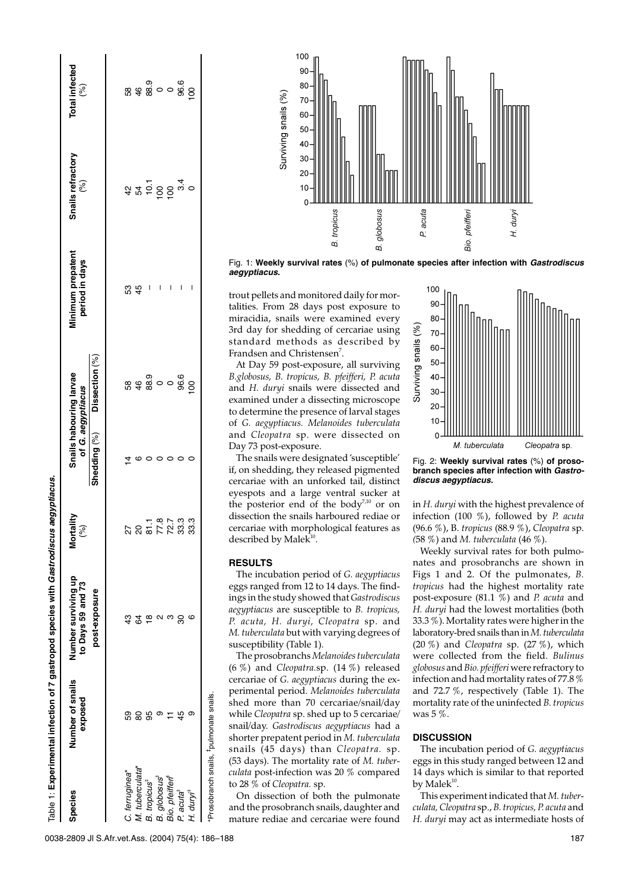Table 1: **Experimental infection of 7 gastropod species with *Gastrodiscus aegyptiacus*.**

| Species | Number of snails exposed | Number surviving up to Days 59 and 73 post-exposure | Mortality (%) | Snails habouring larvae of *G. aegyptiacus* | | Minimum prepatent period in days | Snails refractory (%) | Total infected (%) |
|---|---|---|---|---|---|---|---|---|
| | | | | Shedding (%) | Dissection (%) | | | |
| *C. ferruginea*\* | 59 | 43 | 27 | 14 | 58 | 53 | 42 | 58 |
| *M. tuberculata*\* | 80 | 64 | 20 | 6 | 46 | 45 | 54 | 46 |
| *B. tropicus*‡ | 95 | 18 | 81.1 | 0 | 88.9 | – | 10.1 | 88.9 |
| *B. globosus*‡ | 9 | 2 | 77.8 | 0 | 0 | – | 100 | 0 |
| *Bio. pfeifferi*‡ | 11 | 3 | 72.7 | 0 | 0 | – | 100 | 0 |
| *P. acuta*‡ | 45 | 30 | 33.3 | 0 | 96.6 | – | 3.4 | 96.6 |
| *H. duryi*‡ | 9 | 6 | 33.3 | 0 | 100 | – | 0 | 100 |

\*Prosobranch snails, ‡pulmonate snails.

trout pellets and monitored daily for mortalities. From 28 days post exposure to miracidia, snails were examined every 3rd day for shedding of cercariae using standard methods as described by Frandsen and Christensen[7].

At Day 59 post-exposure, all surviving *B.globosus, B. tropicus, B. pfeifferi, P. acuta* and *H. duryi* snails were dissected and examined under a dissecting microscope to determine the presence of larval stages of *G. aegyptiacus. Melanoides tuberculata* and *Cleopatra* sp. were dissected on Day 73 post-exposure.

The snails were designated 'susceptible' if, on shedding, they released pigmented cercariae with an unforked tail, distinct eyespots and a large ventral sucker at the posterior end of the body[7,10] or on dissection the snails harboured rediae or cercariae with morphological features as described by Malek[10].

## RESULTS

The incubation period of *G. aegyptiacus* eggs ranged from 12 to 14 days. The findings in the study showed that *Gastrodiscus aegyptiacus* are susceptible to *B. tropicus, P. acuta, H. duryi, Cleopatra* sp. and *M. tuberculata* but with varying degrees of susceptibility (Table 1).

The prosobranchs *Melanoides tuberculata* (6 %) and *Cleopatra*.sp. (14 %) released cercariae of *G. aegyptiacus* during the experimental period. *Melanoides tuberculata* shed more than 70 cercariae/snail/day while *Cleopatra* sp. shed up to 5 cercariae/snail/day. *Gastrodiscus aegyptiacus* had a shorter prepatent period in *M. tuberculata* snails (45 days) than *Cleopatra.* sp. (53 days). The mortality rate of *M. tuberculata* post-infection was 20 % compared to 28 % of *Cleopatra.* sp.

On dissection of both the pulmonate and the prosobranch snails, daughter and mature rediae and cercariae were found in *H. duryi* with the highest prevalence of infection (100 %), followed by *P. acuta* (96.6 %), B. *tropicus* (88.9 %), *Cleopatra* sp. (58 %) and *M. tuberculata* (46 %).

Weekly survival rates for both pulmonates and prosobranchs are shown in Figs 1 and 2. Of the pulmonates, *B. tropicus* had the highest mortality rate post-exposure (81.1 %) and *P. acuta* and *H. duryi* had the lowest mortalities (both 33.3 %). Mortality rates were higher in the laboratory-bred snails than in *M. tuberculata* (20 %) and *Cleopatra* sp. (27 %), which were collected from the field. *Bulinus globosus* and *Bio. pfeifferi* were refractory to infection and had mortality rates of 77.8 % and 72.7 %, respectively (Table 1). The mortality rate of the uninfected *B. tropicus* was 5 %.

Fig. 1: **Weekly survival rates (%) of pulmonate species after infection with *Gastrodiscus aegyptiacus*.**

Fig. 2: **Weekly survival rates (%) of prosobranch species after infection with *Gastrodiscus aegyptiacus*.**

## DISCUSSION

The incubation period of *G. aegyptiacus* eggs in this study ranged between 12 and 14 days which is similar to that reported by Malek[10].

This experiment indicated that *M. tuberculata, Cleopatra* sp., *B. tropicus, P. acuta* and *H. duryi* may act as intermediate hosts of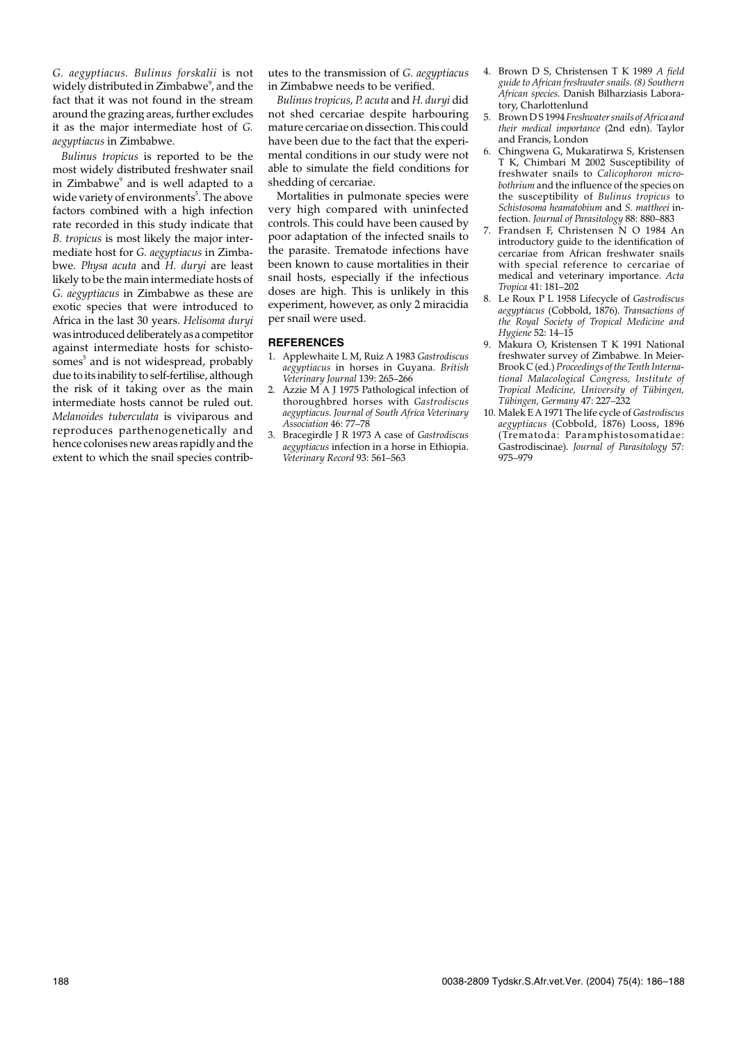*G. aegyptiacus*. *Bulinus forskalii* is not widely distributed in Zimbabwe[9], and the fact that it was not found in the stream around the grazing areas, further excludes it as the major intermediate host of *G. aegyptiacus* in Zimbabwe.

*Bulinus tropicus* is reported to be the most widely distributed freshwater snail in Zimbabwe[9] and is well adapted to a wide variety of environments[5]. The above factors combined with a high infection rate recorded in this study indicate that *B. tropicus* is most likely the major intermediate host for *G. aegyptiacus* in Zimbabwe. *Physa acuta* and *H. duryi* are least likely to be the main intermediate hosts of *G. aegyptiacus* in Zimbabwe as these are exotic species that were introduced to Africa in the last 30 years. *Helisoma duryi* was introduced deliberately as a competitor against intermediate hosts for schistosomes[5] and is not widespread, probably due to its inability to self-fertilise, although the risk of it taking over as the main intermediate hosts cannot be ruled out. *Melanoides tuberculata* is viviparous and reproduces parthenogenetically and hence colonises new areas rapidly and the extent to which the snail species contributes to the transmission of *G. aegyptiacus* in Zimbabwe needs to be verified.

*Bulinus tropicus*, *P. acuta* and *H. duryi* did not shed cercariae despite harbouring mature cercariae on dissection. This could have been due to the fact that the experimental conditions in our study were not able to simulate the field conditions for shedding of cercariae.

Mortalities in pulmonate species were very high compared with uninfected controls. This could have been caused by poor adaptation of the infected snails to the parasite. Trematode infections have been known to cause mortalities in their snail hosts, especially if the infectious doses are high. This is unlikely in this experiment, however, as only 2 miracidia per snail were used.

## REFERENCES

1. Applewhaite L M, Ruiz A 1983 *Gastrodiscus aegyptiacus* in horses in Guyana. *British Veterinary Journal* 139: 265–266
2. Azzie M A J 1975 Pathological infection of thoroughbred horses with *Gastrodiscus aegyptiacus*. *Journal of South Africa Veterinary Association* 46: 77–78
3. Bracegirdle J R 1973 A case of *Gastrodiscus aegyptiacus* infection in a horse in Ethiopia. *Veterinary Record* 93: 561–563
4. Brown D S, Christensen T K 1989 *A field guide to African freshwater snails. (8) Southern African species.* Danish Bilharziasis Laboratory, Charlottenlund
5. Brown D S 1994 *Freshwater snails of Africa and their medical importance* (2nd edn). Taylor and Francis, London
6. Chingwena G, Mukaratirwa S, Kristensen T K, Chimbari M 2002 Susceptibility of freshwater snails to *Calicophoron microbothrium* and the influence of the species on the susceptibility of *Bulinus tropicus* to *Schistosoma heamatobium* and *S. mattheei* infection. *Journal of Parasitology* 88: 880–883
7. Frandsen F, Christensen N O 1984 An introductory guide to the identification of cercariae from African freshwater snails with special reference to cercariae of medical and veterinary importance. *Acta Tropica* 41: 181–202
8. Le Roux P L 1958 Lifecycle of *Gastrodiscus aegyptiacus* (Cobbold, 1876). *Transactions of the Royal Society of Tropical Medicine and Hygiene* 52: 14–15
9. Makura O, Kristensen T K 1991 National freshwater survey of Zimbabwe. In Meier-Brook C (ed.) *Proceedings of the Tenth International Malacological Congress, Institute of Tropical Medicine, University of Tübingen, Tübingen, Germany* 47: 227–232
10. Malek E A 1971 The life cycle of *Gastrodiscus aegyptiacus* (Cobbold, 1876) Looss, 1896 (Trematoda: Paramphistosomatidae: Gastrodiscinae). *Journal of Parasitology* 57: 975–979